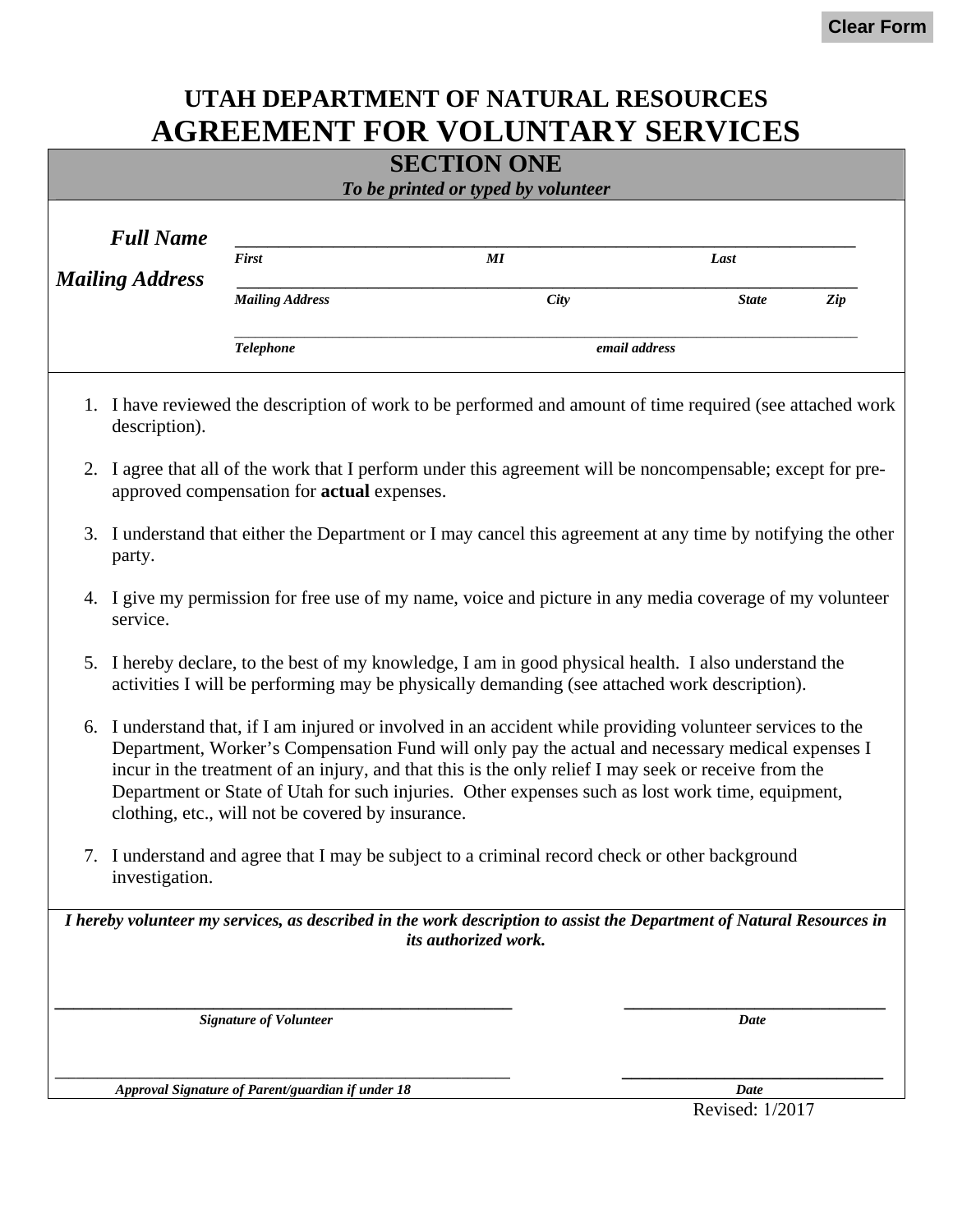Clear Form

# UTAH DEPARTMENT OF NATURAL RESOURCES
# AGREEMENT FOR VOLUNTARY SERVICES

## SECTION ONE
*To be printed or typed by volunteer*

***Full Name*** ______________________________________________
*First* *MI* *Last*

***Mailing Address*** ______________________________________________
*Mailing Address* *City* *State* *Zip*

______________________________________________
*Telephone* *email address*

1. I have reviewed the description of work to be performed and amount of time required (see attached work description).

2. I agree that all of the work that I perform under this agreement will be noncompensable; except for pre-approved compensation for **actual** expenses.

3. I understand that either the Department or I may cancel this agreement at any time by notifying the other party.

4. I give my permission for free use of my name, voice and picture in any media coverage of my volunteer service.

5. I hereby declare, to the best of my knowledge, I am in good physical health. I also understand the activities I will be performing may be physically demanding (see attached work description).

6. I understand that, if I am injured or involved in an accident while providing volunteer services to the Department, Worker's Compensation Fund will only pay the actual and necessary medical expenses I incur in the treatment of an injury, and that this is the only relief I may seek or receive from the Department or State of Utah for such injuries. Other expenses such as lost work time, equipment, clothing, etc., will not be covered by insurance.

7. I understand and agree that I may be subject to a criminal record check or other background investigation.

***I hereby volunteer my services, as described in the work description to assist the Department of Natural Resources in its authorized work.***

______________________________________________ ______________________
***Signature of Volunteer*** ***Date***

______________________________________________ ______________________
***Approval Signature of Parent/guardian if under 18*** ***Date***

Revised: 1/2017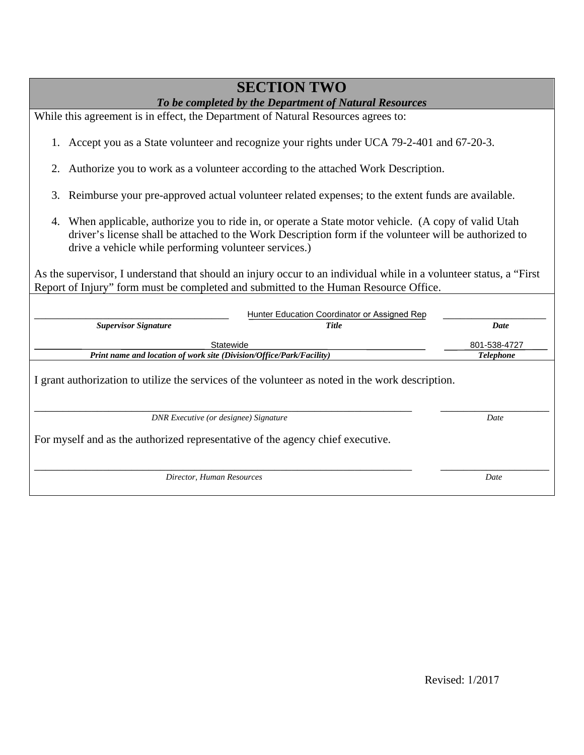# SECTION TWO

***To be completed by the Department of Natural Resources***

While this agreement is in effect, the Department of Natural Resources agrees to:

1. Accept you as a State volunteer and recognize your rights under UCA 79-2-401 and 67-20-3.
2. Authorize you to work as a volunteer according to the attached Work Description.
3. Reimburse your pre-approved actual volunteer related expenses; to the extent funds are available.
4. When applicable, authorize you to ride in, or operate a State motor vehicle. (A copy of valid Utah driver's license shall be attached to the Work Description form if the volunteer will be authorized to drive a vehicle while performing volunteer services.)

As the supervisor, I understand that should an injury occur to an individual while in a volunteer status, a "First Report of Injury" form must be completed and submitted to the Human Resource Office.

| ___________________________ | Hunter Education Coordinator or Assigned Rep | ___________________ |
|---|---|---|
| ***Supervisor Signature*** | ***Title*** | ***Date*** |

| Statewide | 801-538-4727 |
|---|---|
| ***Print name and location of work site (Division/Office/Park/Facility)*** | ***Telephone*** |

I grant authorization to utilize the services of the volunteer as noted in the work description.

___________________________________________________ ___________________

*DNR Executive (or designee) Signature* *Date*

For myself and as the authorized representative of the agency chief executive.

___________________________________________________ ___________________

*Director, Human Resources* *Date*

Revised: 1/2017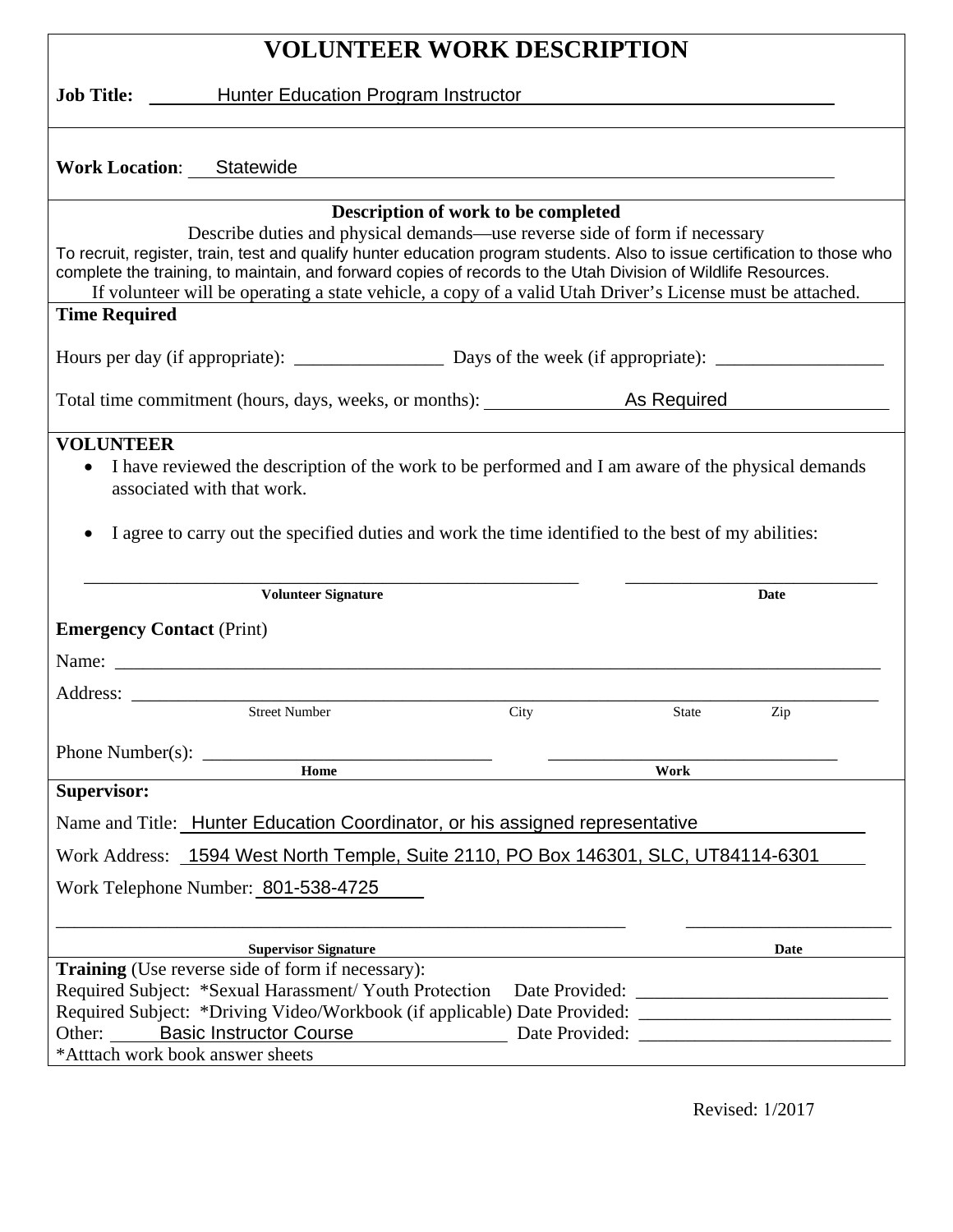# VOLUNTEER WORK DESCRIPTION

**Job Title:** Hunter Education Program Instructor

**Work Location**: Statewide

**Description of work to be completed**

Describe duties and physical demands—use reverse side of form if necessary

To recruit, register, train, test and qualify hunter education program students. Also to issue certification to those who complete the training, to maintain, and forward copies of records to the Utah Division of Wildlife Resources.

If volunteer will be operating a state vehicle, a copy of a valid Utah Driver's License must be attached.

**Time Required**

Hours per day (if appropriate): ________________ Days of the week (if appropriate): __________________

Total time commitment (hours, days, weeks, or months): As Required

**VOLUNTEER**

- I have reviewed the description of the work to be performed and I am aware of the physical demands associated with that work.
- I agree to carry out the specified duties and work the time identified to the best of my abilities:

_________________________________________ **Volunteer Signature** ____________________ **Date**

**Emergency Contact** (Print)

Name: ______________________________________________________________________

Address: ____________________________________________________________________
Street Number City State Zip

Phone Number(s): ______________________ **Home** ______________________ **Work**

**Supervisor:**

Name and Title: Hunter Education Coordinator, or his assigned representative

Work Address: 1594 West North Temple, Suite 2110, PO Box 146301, SLC, UT84114-6301

Work Telephone Number: 801-538-4725

_________________________________________ **Supervisor Signature** ____________________ **Date**

**Training** (Use reverse side of form if necessary):

Required Subject: *Sexual Harassment/ Youth Protection Date Provided: ______________________

Required Subject: *Driving Video/Workbook (if applicable) Date Provided: ______________________

Other: Basic Instructor Course Date Provided: ______________________

*Atttach work book answer sheets

Revised: 1/2017